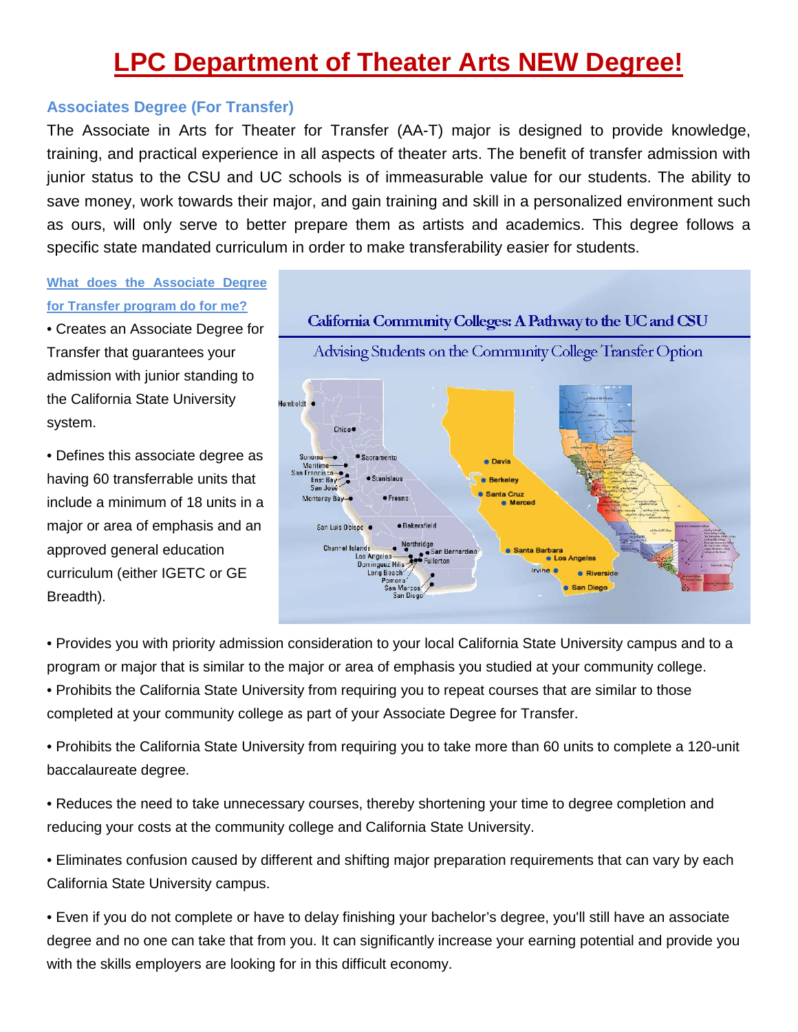# LPC Department of Theater Arts NEW Degree!

## Associates Degree (For Transfer)

The Associate in Arts for Theater for Transfer (AA-T) major is designed to provide knowledge, training, and practical experience in all aspects of theater arts. The benefit of transfer admission with junior status to the CSU and UC schools is of immeasurable value for our students. The ability to save money, work towards their major, and gain training and skill in a personalized environment such as ours, will only serve to better prepare them as artists and academics. This degree follows a specific state mandated curriculum in order to make transferability easier for students.

### What does the Associate Degree for Transfer program do for me?

- Creates an Associate Degree for Transfer that guarantees your admission with junior standing to the California State University system.
- Defines this associate degree as having 60 transferrable units that include a minimum of 18 units in a major or area of emphasis and an approved general education curriculum (either IGETC or GE Breadth).
- Provides you with priority admission consideration to your local California State University campus and to a program or major that is similar to the major or area of emphasis you studied at your community college.
- Prohibits the California State University from requiring you to repeat courses that are similar to those completed at your community college as part of your Associate Degree for Transfer.
- Prohibits the California State University from requiring you to take more than 60 units to complete a 120-unit baccalaureate degree.
- Reduces the need to take unnecessary courses, thereby shortening your time to degree completion and reducing your costs at the community college and California State University.
- Eliminates confusion caused by different and shifting major preparation requirements that can vary by each California State University campus.
- Even if you do not complete or have to delay finishing your bachelor's degree, you'll still have an associate degree and no one can take that from you. It can significantly increase your earning potential and provide you with the skills employers are looking for in this difficult economy.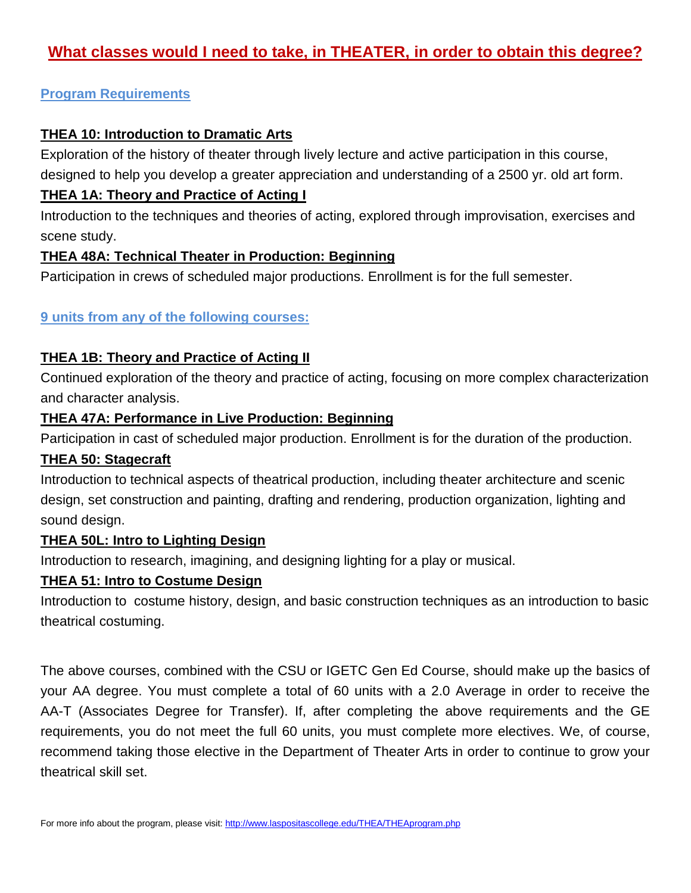# What classes would I need to take, in THEATER, in order to obtain this degree?

## Program Requirements

**THEA 10: Introduction to Dramatic Arts**

Exploration of the history of theater through lively lecture and active participation in this course, designed to help you develop a greater appreciation and understanding of a 2500 yr. old art form.

**THEA 1A: Theory and Practice of Acting I**

Introduction to the techniques and theories of acting, explored through improvisation, exercises and scene study.

**THEA 48A: Technical Theater in Production: Beginning**

Participation in crews of scheduled major productions. Enrollment is for the full semester.

## 9 units from any of the following courses:

**THEA 1B: Theory and Practice of Acting II**

Continued exploration of the theory and practice of acting, focusing on more complex characterization and character analysis.

**THEA 47A: Performance in Live Production: Beginning**

Participation in cast of scheduled major production. Enrollment is for the duration of the production.

**THEA 50: Stagecraft**

Introduction to technical aspects of theatrical production, including theater architecture and scenic design, set construction and painting, drafting and rendering, production organization, lighting and sound design.

**THEA 50L: Intro to Lighting Design**

Introduction to research, imagining, and designing lighting for a play or musical.

**THEA 51: Intro to Costume Design**

Introduction to costume history, design, and basic construction techniques as an introduction to basic theatrical costuming.

The above courses, combined with the CSU or IGETC Gen Ed Course, should make up the basics of your AA degree. You must complete a total of 60 units with a 2.0 Average in order to receive the AA-T (Associates Degree for Transfer). If, after completing the above requirements and the GE requirements, you do not meet the full 60 units, you must complete more electives. We, of course, recommend taking those elective in the Department of Theater Arts in order to continue to grow your theatrical skill set.

For more info about the program, please visit: http://www.laspositascollege.edu/THEA/THEAprogram.php